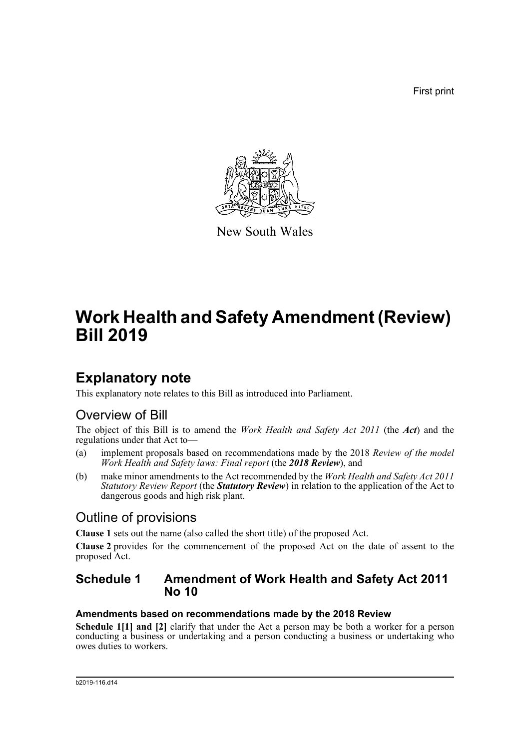First print

New South Wales

# Work Health and Safety Amendment (Review) Bill 2019

## Explanatory note

This explanatory note relates to this Bill as introduced into Parliament.

### Overview of Bill

The object of this Bill is to amend the *Work Health and Safety Act 2011* (the ***Act***) and the regulations under that Act to—

(a) implement proposals based on recommendations made by the 2018 *Review of the model Work Health and Safety laws: Final report* (the ***2018 Review***), and

(b) make minor amendments to the Act recommended by the *Work Health and Safety Act 2011 Statutory Review Report* (the ***Statutory Review***) in relation to the application of the Act to dangerous goods and high risk plant.

### Outline of provisions

**Clause 1** sets out the name (also called the short title) of the proposed Act.

**Clause 2** provides for the commencement of the proposed Act on the date of assent to the proposed Act.

### Schedule 1 Amendment of Work Health and Safety Act 2011 No 10

#### Amendments based on recommendations made by the 2018 Review

**Schedule 1[1] and [2]** clarify that under the Act a person may be both a worker for a person conducting a business or undertaking and a person conducting a business or undertaking who owes duties to workers.

b2019-116.d14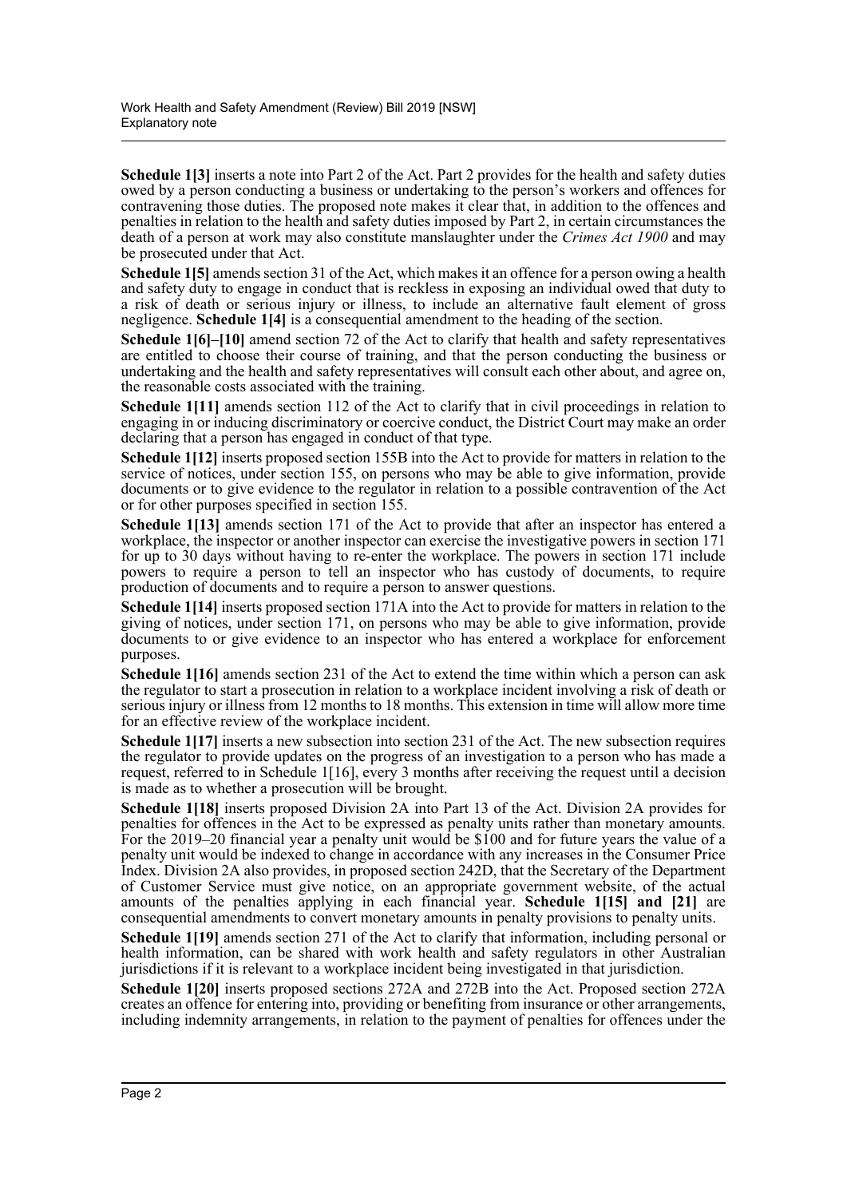**Schedule 1[3]** inserts a note into Part 2 of the Act. Part 2 provides for the health and safety duties owed by a person conducting a business or undertaking to the person's workers and offences for contravening those duties. The proposed note makes it clear that, in addition to the offences and penalties in relation to the health and safety duties imposed by Part 2, in certain circumstances the death of a person at work may also constitute manslaughter under the *Crimes Act 1900* and may be prosecuted under that Act.

**Schedule 1[5]** amends section 31 of the Act, which makes it an offence for a person owing a health and safety duty to engage in conduct that is reckless in exposing an individual owed that duty to a risk of death or serious injury or illness, to include an alternative fault element of gross negligence. **Schedule 1[4]** is a consequential amendment to the heading of the section.

**Schedule 1[6]–[10]** amend section 72 of the Act to clarify that health and safety representatives are entitled to choose their course of training, and that the person conducting the business or undertaking and the health and safety representatives will consult each other about, and agree on, the reasonable costs associated with the training.

**Schedule 1[11]** amends section 112 of the Act to clarify that in civil proceedings in relation to engaging in or inducing discriminatory or coercive conduct, the District Court may make an order declaring that a person has engaged in conduct of that type.

**Schedule 1[12]** inserts proposed section 155B into the Act to provide for matters in relation to the service of notices, under section 155, on persons who may be able to give information, provide documents or to give evidence to the regulator in relation to a possible contravention of the Act or for other purposes specified in section 155.

**Schedule 1[13]** amends section 171 of the Act to provide that after an inspector has entered a workplace, the inspector or another inspector can exercise the investigative powers in section 171 for up to 30 days without having to re-enter the workplace. The powers in section 171 include powers to require a person to tell an inspector who has custody of documents, to require production of documents and to require a person to answer questions.

**Schedule 1[14]** inserts proposed section 171A into the Act to provide for matters in relation to the giving of notices, under section 171, on persons who may be able to give information, provide documents to or give evidence to an inspector who has entered a workplace for enforcement purposes.

**Schedule 1[16]** amends section 231 of the Act to extend the time within which a person can ask the regulator to start a prosecution in relation to a workplace incident involving a risk of death or serious injury or illness from 12 months to 18 months. This extension in time will allow more time for an effective review of the workplace incident.

**Schedule 1[17]** inserts a new subsection into section 231 of the Act. The new subsection requires the regulator to provide updates on the progress of an investigation to a person who has made a request, referred to in Schedule 1[16], every 3 months after receiving the request until a decision is made as to whether a prosecution will be brought.

**Schedule 1[18]** inserts proposed Division 2A into Part 13 of the Act. Division 2A provides for penalties for offences in the Act to be expressed as penalty units rather than monetary amounts. For the 2019–20 financial year a penalty unit would be $100 and for future years the value of a penalty unit would be indexed to change in accordance with any increases in the Consumer Price Index. Division 2A also provides, in proposed section 242D, that the Secretary of the Department of Customer Service must give notice, on an appropriate government website, of the actual amounts of the penalties applying in each financial year. **Schedule 1[15] and [21]** are consequential amendments to convert monetary amounts in penalty provisions to penalty units.

**Schedule 1[19]** amends section 271 of the Act to clarify that information, including personal or health information, can be shared with work health and safety regulators in other Australian jurisdictions if it is relevant to a workplace incident being investigated in that jurisdiction.

**Schedule 1[20]** inserts proposed sections 272A and 272B into the Act. Proposed section 272A creates an offence for entering into, providing or benefiting from insurance or other arrangements, including indemnity arrangements, in relation to the payment of penalties for offences under the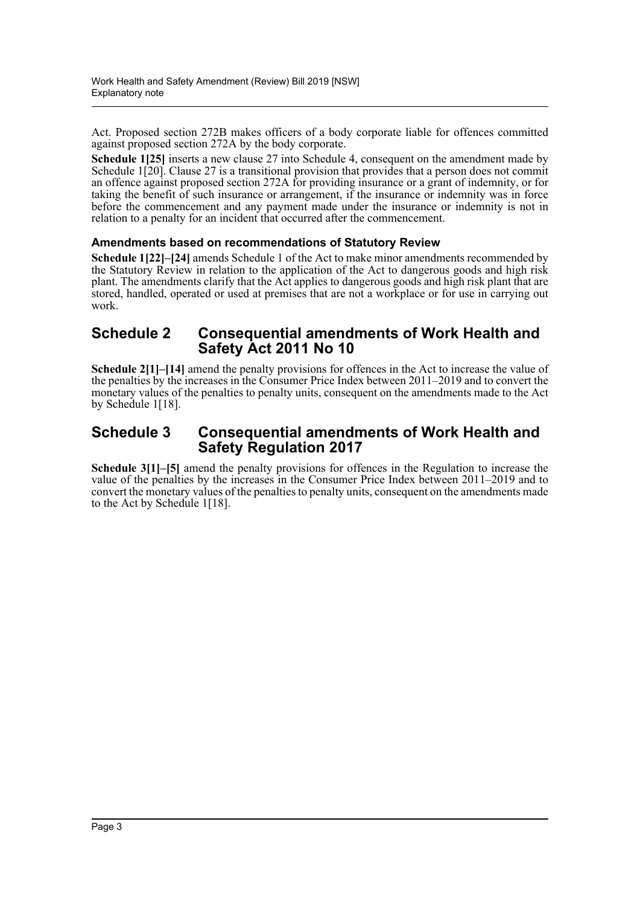Act. Proposed section 272B makes officers of a body corporate liable for offences committed against proposed section 272A by the body corporate.

**Schedule 1[25]** inserts a new clause 27 into Schedule 4, consequent on the amendment made by Schedule 1[20]. Clause 27 is a transitional provision that provides that a person does not commit an offence against proposed section 272A for providing insurance or a grant of indemnity, or for taking the benefit of such insurance or arrangement, if the insurance or indemnity was in force before the commencement and any payment made under the insurance or indemnity is not in relation to a penalty for an incident that occurred after the commencement.

### Amendments based on recommendations of Statutory Review

**Schedule 1[22]–[24]** amends Schedule 1 of the Act to make minor amendments recommended by the Statutory Review in relation to the application of the Act to dangerous goods and high risk plant. The amendments clarify that the Act applies to dangerous goods and high risk plant that are stored, handled, operated or used at premises that are not a workplace or for use in carrying out work.

## Schedule 2 Consequential amendments of Work Health and Safety Act 2011 No 10

**Schedule 2[1]–[14]** amend the penalty provisions for offences in the Act to increase the value of the penalties by the increases in the Consumer Price Index between 2011–2019 and to convert the monetary values of the penalties to penalty units, consequent on the amendments made to the Act by Schedule 1[18].

## Schedule 3 Consequential amendments of Work Health and Safety Regulation 2017

**Schedule 3[1]–[5]** amend the penalty provisions for offences in the Regulation to increase the value of the penalties by the increases in the Consumer Price Index between 2011–2019 and to convert the monetary values of the penalties to penalty units, consequent on the amendments made to the Act by Schedule 1[18].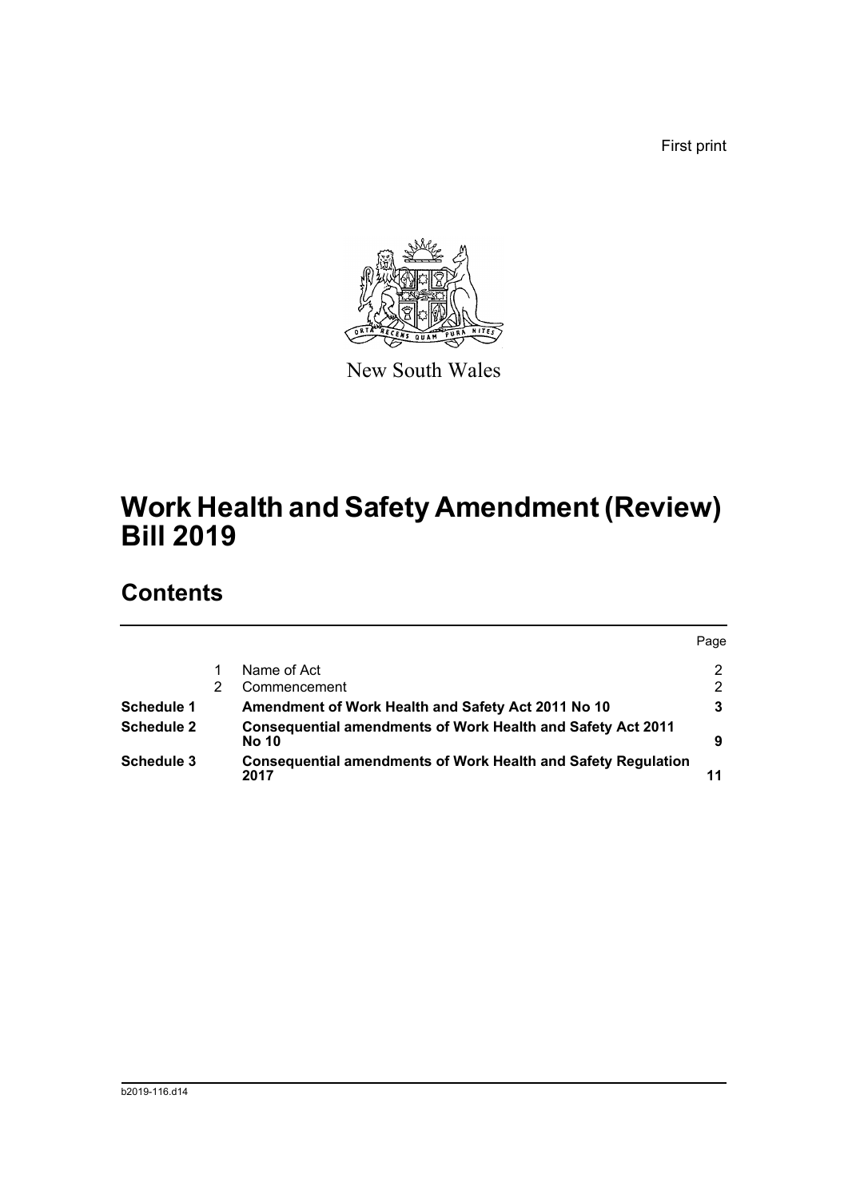First print

New South Wales

# Work Health and Safety Amendment (Review) Bill 2019

## Contents

| | | | Page |
|---|---|---|---|
| | 1 | Name of Act | 2 |
| | 2 | Commencement | 2 |
| **Schedule 1** | | **Amendment of Work Health and Safety Act 2011 No 10** | **3** |
| **Schedule 2** | | **Consequential amendments of Work Health and Safety Act 2011 No 10** | **9** |
| **Schedule 3** | | **Consequential amendments of Work Health and Safety Regulation 2017** | **11** |

b2019-116.d14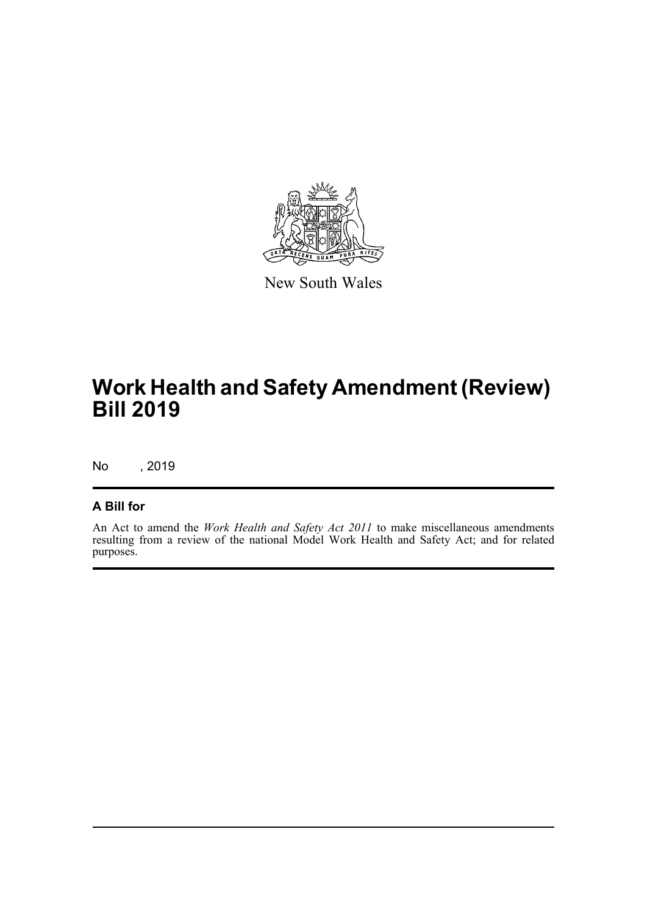New South Wales

# Work Health and Safety Amendment (Review) Bill 2019

No , 2019

## A Bill for

An Act to amend the *Work Health and Safety Act 2011* to make miscellaneous amendments resulting from a review of the national Model Work Health and Safety Act; and for related purposes.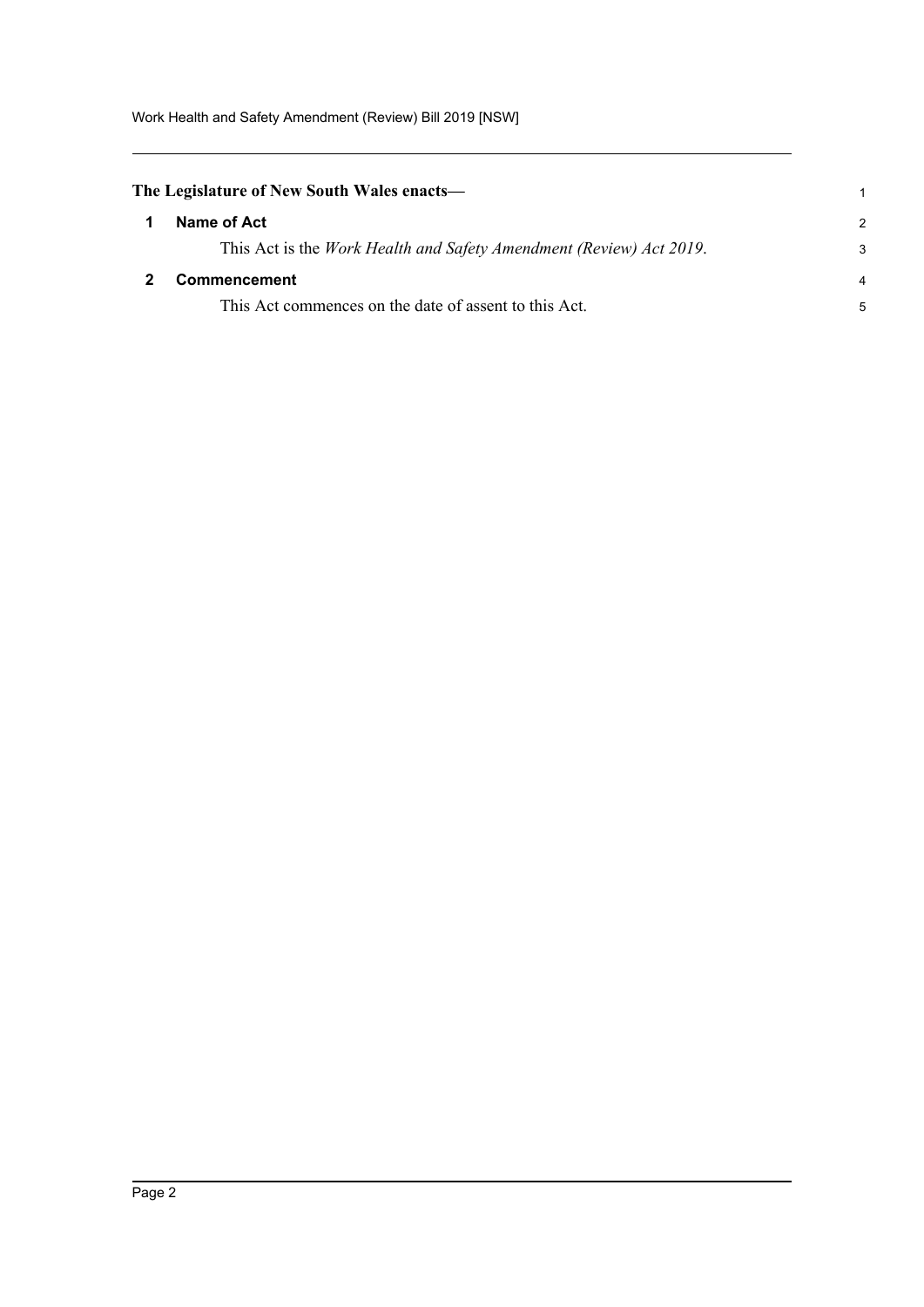**The Legislature of New South Wales enacts—**

## 1 Name of Act

This Act is the *Work Health and Safety Amendment (Review) Act 2019*.

## 2 Commencement

This Act commences on the date of assent to this Act.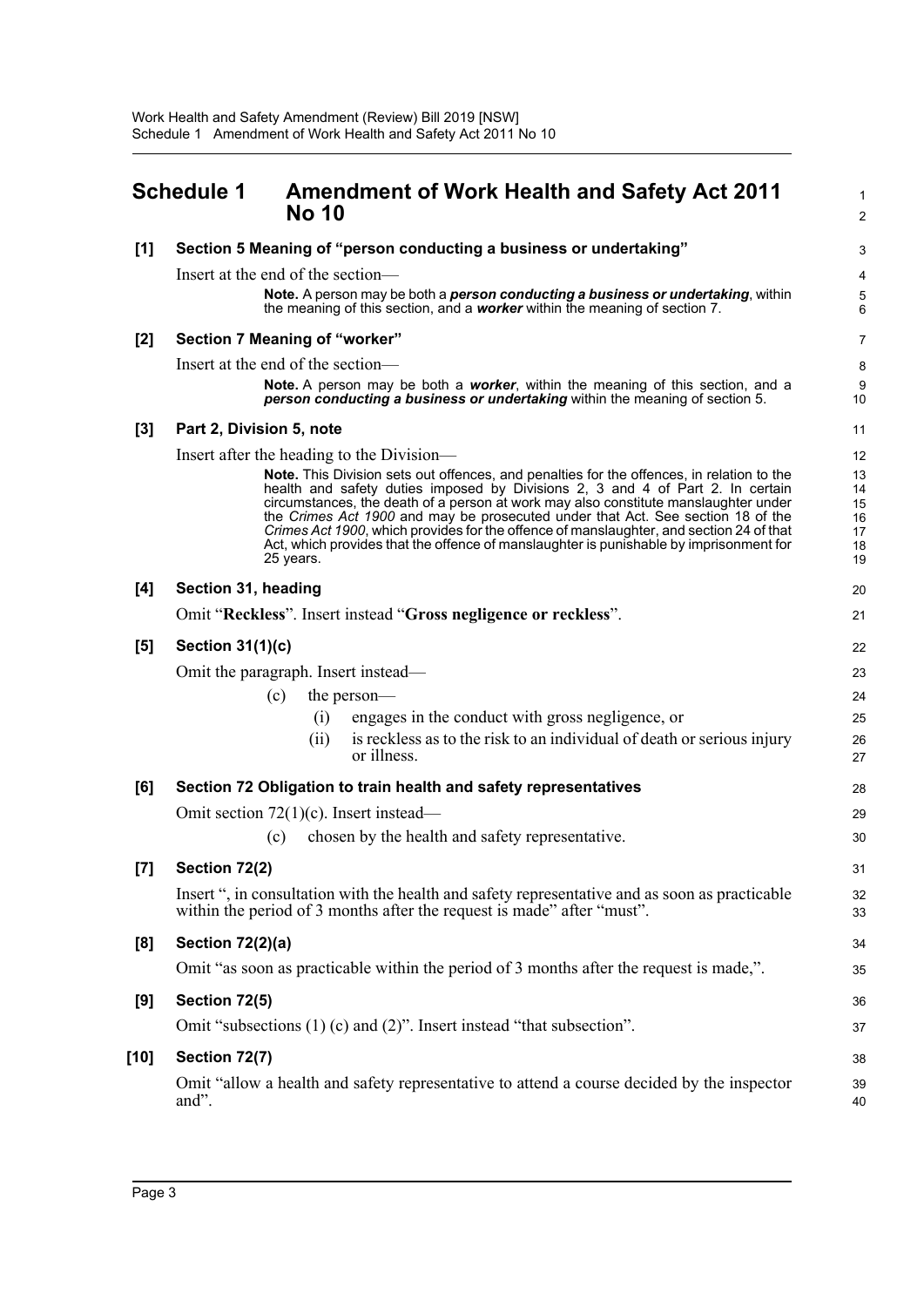## Schedule 1 Amendment of Work Health and Safety Act 2011 No 10

**[1] Section 5 Meaning of "person conducting a business or undertaking"**

Insert at the end of the section—

> **Note.** A person may be both a ***person conducting a business or undertaking***, within the meaning of this section, and a ***worker*** within the meaning of section 7.

**[2] Section 7 Meaning of "worker"**

Insert at the end of the section—

> **Note.** A person may be both a ***worker***, within the meaning of this section, and a ***person conducting a business or undertaking*** within the meaning of section 5.

**[3] Part 2, Division 5, note**

Insert after the heading to the Division—

> **Note.** This Division sets out offences, and penalties for the offences, in relation to the health and safety duties imposed by Divisions 2, 3 and 4 of Part 2. In certain circumstances, the death of a person at work may also constitute manslaughter under the *Crimes Act 1900* and may be prosecuted under that Act. See section 18 of the *Crimes Act 1900*, which provides for the offence of manslaughter, and section 24 of that Act, which provides that the offence of manslaughter is punishable by imprisonment for 25 years.

**[4] Section 31, heading**

Omit "**Reckless**". Insert instead "**Gross negligence or reckless**".

**[5] Section 31(1)(c)**

Omit the paragraph. Insert instead—

(c) the person—

(i) engages in the conduct with gross negligence, or

(ii) is reckless as to the risk to an individual of death or serious injury or illness.

**[6] Section 72 Obligation to train health and safety representatives**

Omit section 72(1)(c). Insert instead—

(c) chosen by the health and safety representative.

**[7] Section 72(2)**

Insert ", in consultation with the health and safety representative and as soon as practicable within the period of 3 months after the request is made" after "must".

**[8] Section 72(2)(a)**

Omit "as soon as practicable within the period of 3 months after the request is made,".

**[9] Section 72(5)**

Omit "subsections (1) (c) and (2)". Insert instead "that subsection".

**[10] Section 72(7)**

Omit "allow a health and safety representative to attend a course decided by the inspector and".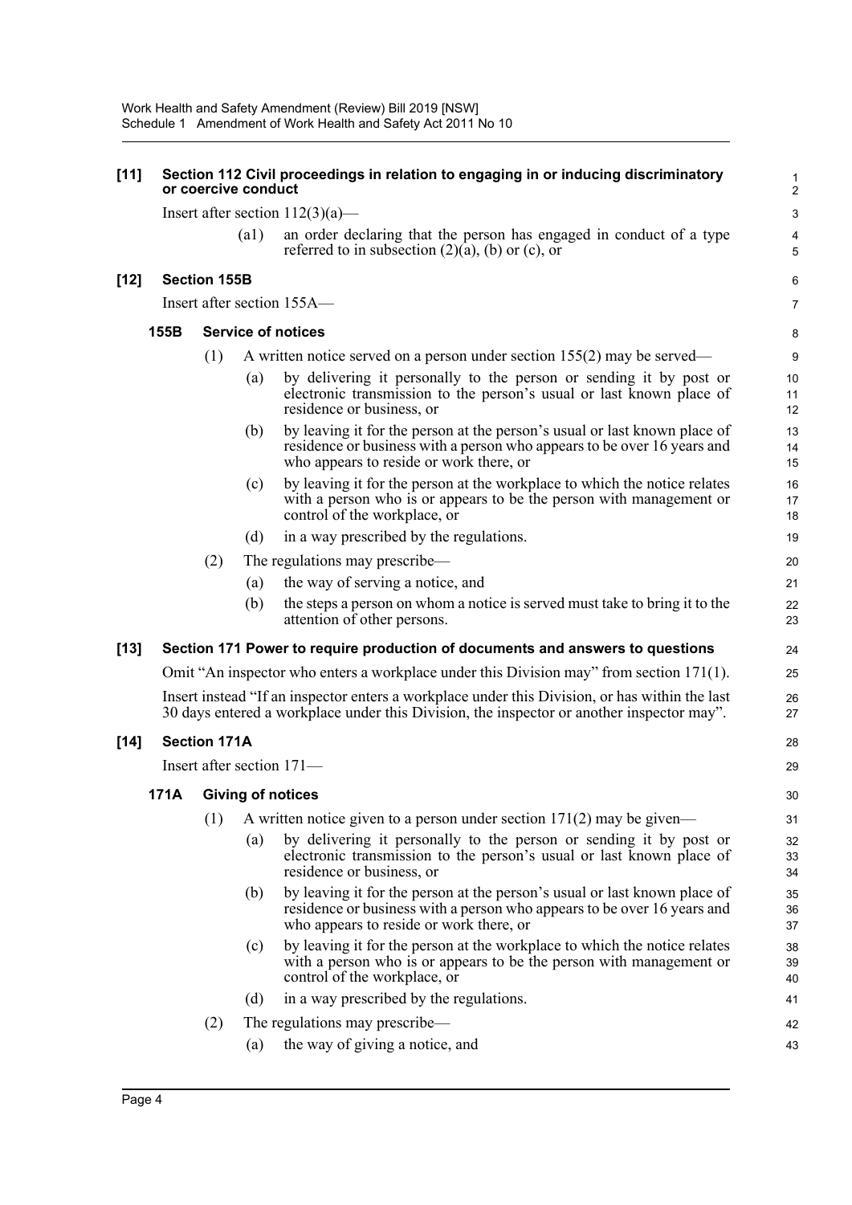**[11] Section 112 Civil proceedings in relation to engaging in or inducing discriminatory or coercive conduct**

Insert after section 112(3)(a)—

(a1) an order declaring that the person has engaged in conduct of a type referred to in subsection (2)(a), (b) or (c), or

**[12] Section 155B**

Insert after section 155A—

**155B Service of notices**

(1) A written notice served on a person under section 155(2) may be served—

(a) by delivering it personally to the person or sending it by post or electronic transmission to the person's usual or last known place of residence or business, or

(b) by leaving it for the person at the person's usual or last known place of residence or business with a person who appears to be over 16 years and who appears to reside or work there, or

(c) by leaving it for the person at the workplace to which the notice relates with a person who is or appears to be the person with management or control of the workplace, or

(d) in a way prescribed by the regulations.

(2) The regulations may prescribe—

(a) the way of serving a notice, and

(b) the steps a person on whom a notice is served must take to bring it to the attention of other persons.

**[13] Section 171 Power to require production of documents and answers to questions**

Omit "An inspector who enters a workplace under this Division may" from section 171(1).

Insert instead "If an inspector enters a workplace under this Division, or has within the last 30 days entered a workplace under this Division, the inspector or another inspector may".

**[14] Section 171A**

Insert after section 171—

**171A Giving of notices**

(1) A written notice given to a person under section 171(2) may be given—

(a) by delivering it personally to the person or sending it by post or electronic transmission to the person's usual or last known place of residence or business, or

(b) by leaving it for the person at the person's usual or last known place of residence or business with a person who appears to be over 16 years and who appears to reside or work there, or

(c) by leaving it for the person at the workplace to which the notice relates with a person who is or appears to be the person with management or control of the workplace, or

(d) in a way prescribed by the regulations.

(2) The regulations may prescribe—

(a) the way of giving a notice, and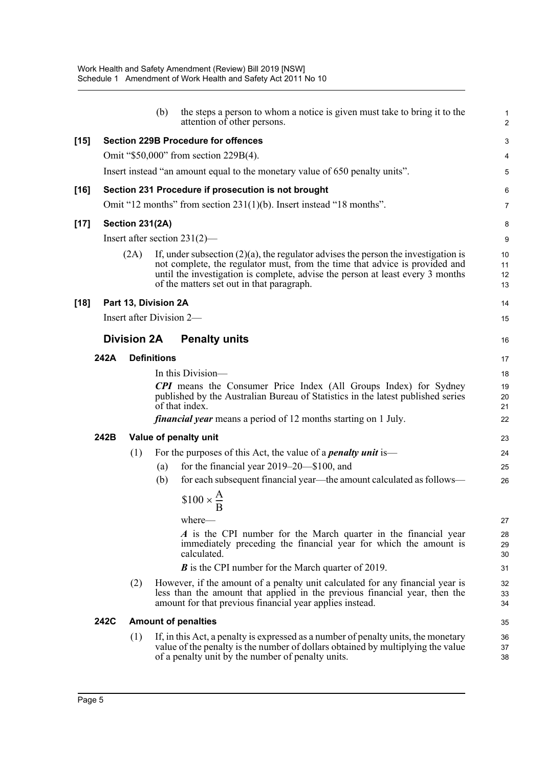(b) the steps a person to whom a notice is given must take to bring it to the attention of other persons.

**[15] Section 229B Procedure for offences**

Omit "$50,000" from section 229B(4).

Insert instead "an amount equal to the monetary value of 650 penalty units".

**[16] Section 231 Procedure if prosecution is not brought**

Omit "12 months" from section 231(1)(b). Insert instead "18 months".

**[17] Section 231(2A)**

Insert after section 231(2)—

(2A) If, under subsection (2)(a), the regulator advises the person the investigation is not complete, the regulator must, from the time that advice is provided and until the investigation is complete, advise the person at least every 3 months of the matters set out in that paragraph.

**[18] Part 13, Division 2A**

Insert after Division 2—

## Division 2A Penalty units

### 242A Definitions

In this Division—

***CPI*** means the Consumer Price Index (All Groups Index) for Sydney published by the Australian Bureau of Statistics in the latest published series of that index.

***financial year*** means a period of 12 months starting on 1 July.

### 242B Value of penalty unit

(1) For the purposes of this Act, the value of a ***penalty unit*** is—

(a) for the financial year 2019–20—$100, and

(b) for each subsequent financial year—the amount calculated as follows—

$$\$100 \times \frac{A}{B}$$

where—

***A*** is the CPI number for the March quarter in the financial year immediately preceding the financial year for which the amount is calculated.

***B*** is the CPI number for the March quarter of 2019.

(2) However, if the amount of a penalty unit calculated for any financial year is less than the amount that applied in the previous financial year, then the amount for that previous financial year applies instead.

### 242C Amount of penalties

(1) If, in this Act, a penalty is expressed as a number of penalty units, the monetary value of the penalty is the number of dollars obtained by multiplying the value of a penalty unit by the number of penalty units.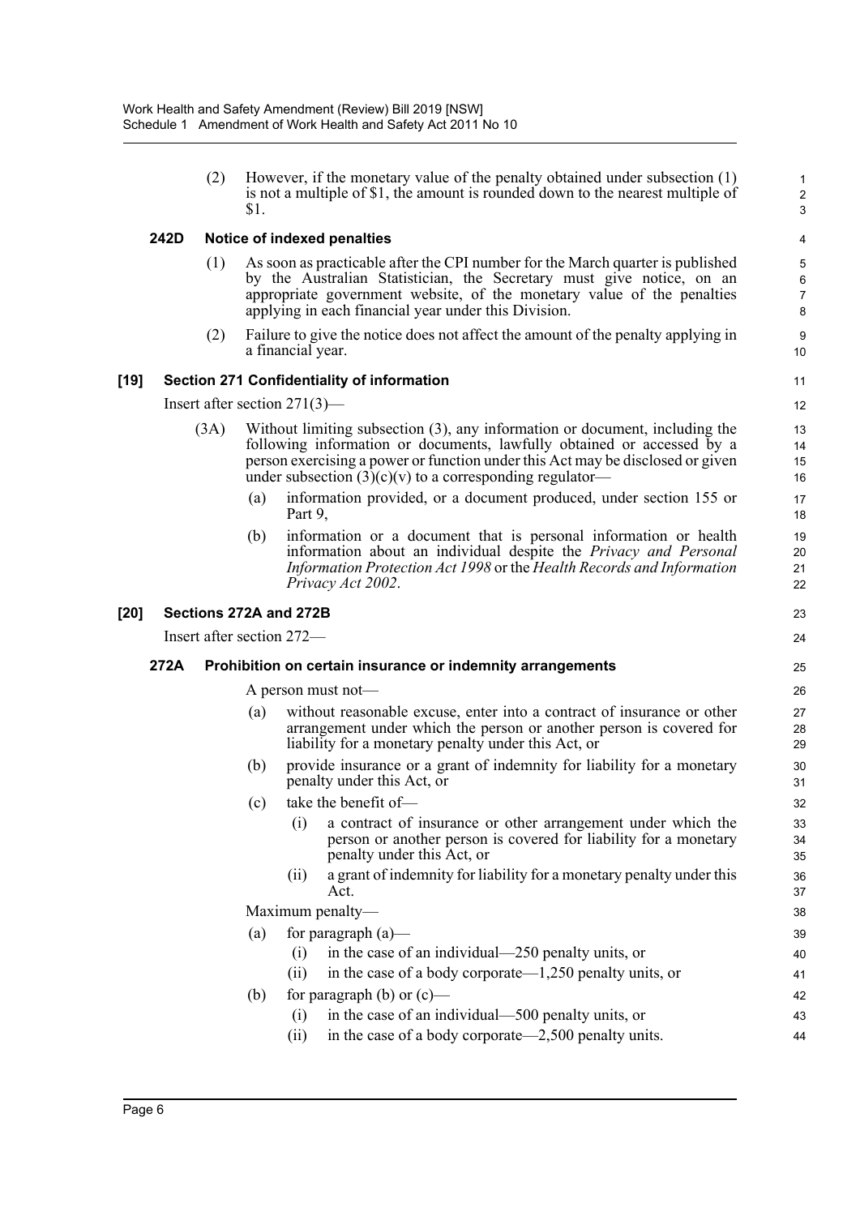(2) However, if the monetary value of the penalty obtained under subsection (1) is not a multiple of $1, the amount is rounded down to the nearest multiple of $1.

**242D Notice of indexed penalties**

(1) As soon as practicable after the CPI number for the March quarter is published by the Australian Statistician, the Secretary must give notice, on an appropriate government website, of the monetary value of the penalties applying in each financial year under this Division.

(2) Failure to give the notice does not affect the amount of the penalty applying in a financial year.

**[19] Section 271 Confidentiality of information**

Insert after section 271(3)—

(3A) Without limiting subsection (3), any information or document, including the following information or documents, lawfully obtained or accessed by a person exercising a power or function under this Act may be disclosed or given under subsection (3)(c)(v) to a corresponding regulator—

(a) information provided, or a document produced, under section 155 or Part 9,

(b) information or a document that is personal information or health information about an individual despite the *Privacy and Personal Information Protection Act 1998* or the *Health Records and Information Privacy Act 2002*.

**[20] Sections 272A and 272B**

Insert after section 272—

**272A Prohibition on certain insurance or indemnity arrangements**

A person must not—

(a) without reasonable excuse, enter into a contract of insurance or other arrangement under which the person or another person is covered for liability for a monetary penalty under this Act, or

(b) provide insurance or a grant of indemnity for liability for a monetary penalty under this Act, or

(c) take the benefit of—

(i) a contract of insurance or other arrangement under which the person or another person is covered for liability for a monetary penalty under this Act, or

(ii) a grant of indemnity for liability for a monetary penalty under this Act.

Maximum penalty—

(a) for paragraph (a)—

(i) in the case of an individual—250 penalty units, or

(ii) in the case of a body corporate—1,250 penalty units, or

(b) for paragraph (b) or (c)—

(i) in the case of an individual—500 penalty units, or

(ii) in the case of a body corporate—2,500 penalty units.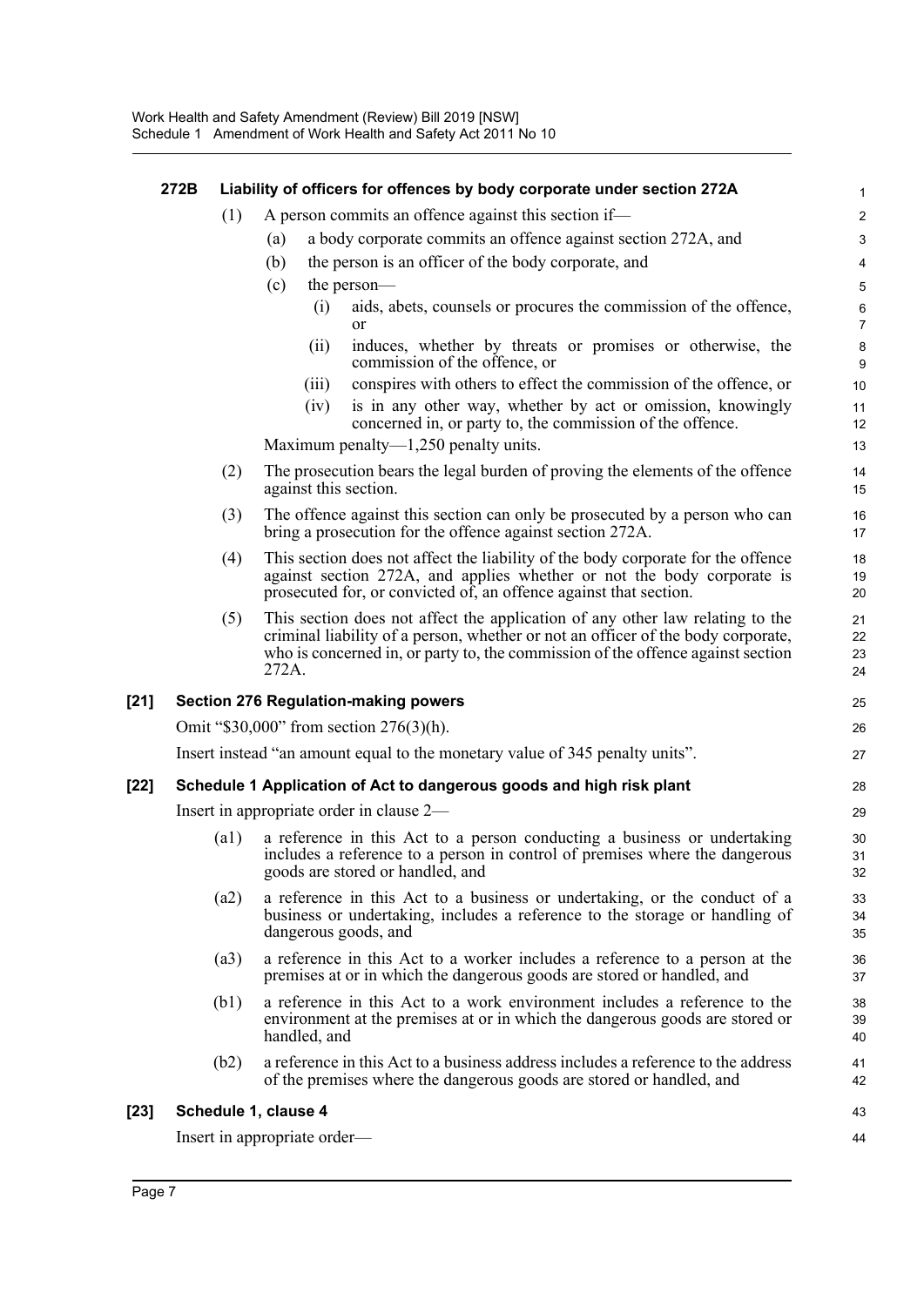**272B Liability of officers for offences by body corporate under section 272A**

(1) A person commits an offence against this section if—

(a) a body corporate commits an offence against section 272A, and

(b) the person is an officer of the body corporate, and

(c) the person—

(i) aids, abets, counsels or procures the commission of the offence, or

(ii) induces, whether by threats or promises or otherwise, the commission of the offence, or

(iii) conspires with others to effect the commission of the offence, or

(iv) is in any other way, whether by act or omission, knowingly concerned in, or party to, the commission of the offence.

Maximum penalty—1,250 penalty units.

(2) The prosecution bears the legal burden of proving the elements of the offence against this section.

(3) The offence against this section can only be prosecuted by a person who can bring a prosecution for the offence against section 272A.

(4) This section does not affect the liability of the body corporate for the offence against section 272A, and applies whether or not the body corporate is prosecuted for, or convicted of, an offence against that section.

(5) This section does not affect the application of any other law relating to the criminal liability of a person, whether or not an officer of the body corporate, who is concerned in, or party to, the commission of the offence against section 272A.

**[21] Section 276 Regulation-making powers**

Omit "$30,000" from section 276(3)(h).

Insert instead "an amount equal to the monetary value of 345 penalty units".

**[22] Schedule 1 Application of Act to dangerous goods and high risk plant**

Insert in appropriate order in clause 2—

(a1) a reference in this Act to a person conducting a business or undertaking includes a reference to a person in control of premises where the dangerous goods are stored or handled, and

(a2) a reference in this Act to a business or undertaking, or the conduct of a business or undertaking, includes a reference to the storage or handling of dangerous goods, and

(a3) a reference in this Act to a worker includes a reference to a person at the premises at or in which the dangerous goods are stored or handled, and

(b1) a reference in this Act to a work environment includes a reference to the environment at the premises at or in which the dangerous goods are stored or handled, and

(b2) a reference in this Act to a business address includes a reference to the address of the premises where the dangerous goods are stored or handled, and

**[23] Schedule 1, clause 4**

Insert in appropriate order—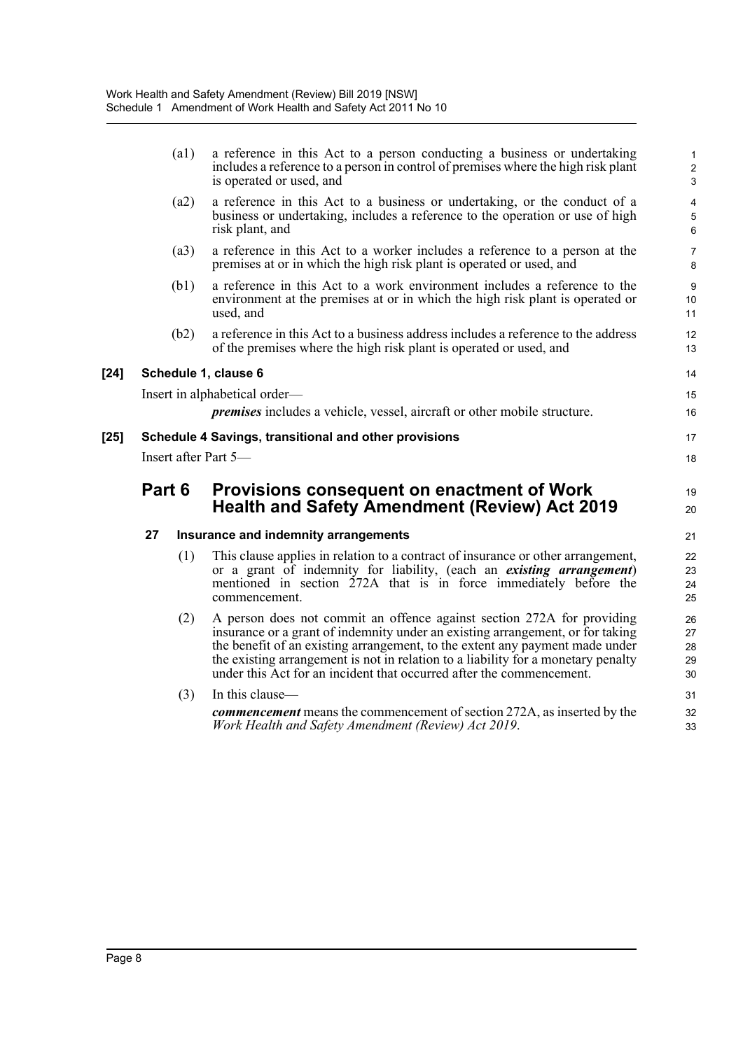(a1) a reference in this Act to a person conducting a business or undertaking includes a reference to a person in control of premises where the high risk plant is operated or used, and

(a2) a reference in this Act to a business or undertaking, or the conduct of a business or undertaking, includes a reference to the operation or use of high risk plant, and

(a3) a reference in this Act to a worker includes a reference to a person at the premises at or in which the high risk plant is operated or used, and

(b1) a reference in this Act to a work environment includes a reference to the environment at the premises at or in which the high risk plant is operated or used, and

(b2) a reference in this Act to a business address includes a reference to the address of the premises where the high risk plant is operated or used, and

**[24] Schedule 1, clause 6**

Insert in alphabetical order—

***premises*** includes a vehicle, vessel, aircraft or other mobile structure.

**[25] Schedule 4 Savings, transitional and other provisions**

Insert after Part 5—

## Part 6 Provisions consequent on enactment of Work Health and Safety Amendment (Review) Act 2019

### 27 Insurance and indemnity arrangements

(1) This clause applies in relation to a contract of insurance or other arrangement, or a grant of indemnity for liability, (each an ***existing arrangement***) mentioned in section 272A that is in force immediately before the commencement.

(2) A person does not commit an offence against section 272A for providing insurance or a grant of indemnity under an existing arrangement, or for taking the benefit of an existing arrangement, to the extent any payment made under the existing arrangement is not in relation to a liability for a monetary penalty under this Act for an incident that occurred after the commencement.

(3) In this clause—

***commencement*** means the commencement of section 272A, as inserted by the *Work Health and Safety Amendment (Review) Act 2019*.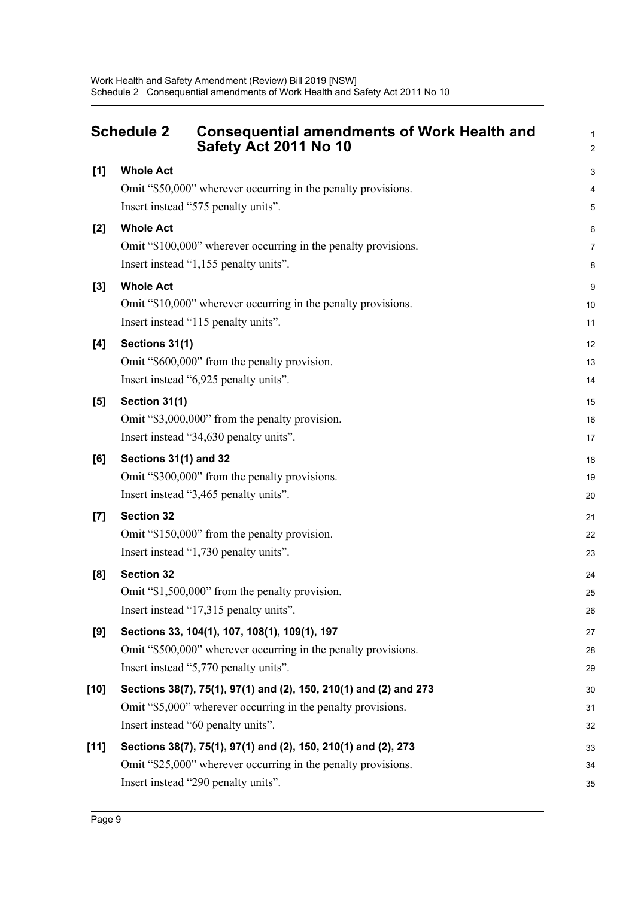# Schedule 2 Consequential amendments of Work Health and Safety Act 2011 No 10

**[1] Whole Act**

Omit "$50,000" wherever occurring in the penalty provisions.

Insert instead "575 penalty units".

**[2] Whole Act**

Omit "$100,000" wherever occurring in the penalty provisions.

Insert instead "1,155 penalty units".

**[3] Whole Act**

Omit "$10,000" wherever occurring in the penalty provisions.

Insert instead "115 penalty units".

**[4] Sections 31(1)**

Omit "$600,000" from the penalty provision.

Insert instead "6,925 penalty units".

**[5] Section 31(1)**

Omit "$3,000,000" from the penalty provision.

Insert instead "34,630 penalty units".

**[6] Sections 31(1) and 32**

Omit "$300,000" from the penalty provisions.

Insert instead "3,465 penalty units".

**[7] Section 32**

Omit "$150,000" from the penalty provision.

Insert instead "1,730 penalty units".

**[8] Section 32**

Omit "$1,500,000" from the penalty provision.

Insert instead "17,315 penalty units".

**[9] Sections 33, 104(1), 107, 108(1), 109(1), 197**

Omit "$500,000" wherever occurring in the penalty provisions.

Insert instead "5,770 penalty units".

**[10] Sections 38(7), 75(1), 97(1) and (2), 150, 210(1) and (2) and 273**

Omit "$5,000" wherever occurring in the penalty provisions.

Insert instead "60 penalty units".

**[11] Sections 38(7), 75(1), 97(1) and (2), 150, 210(1) and (2), 273**

Omit "$25,000" wherever occurring in the penalty provisions.

Insert instead "290 penalty units".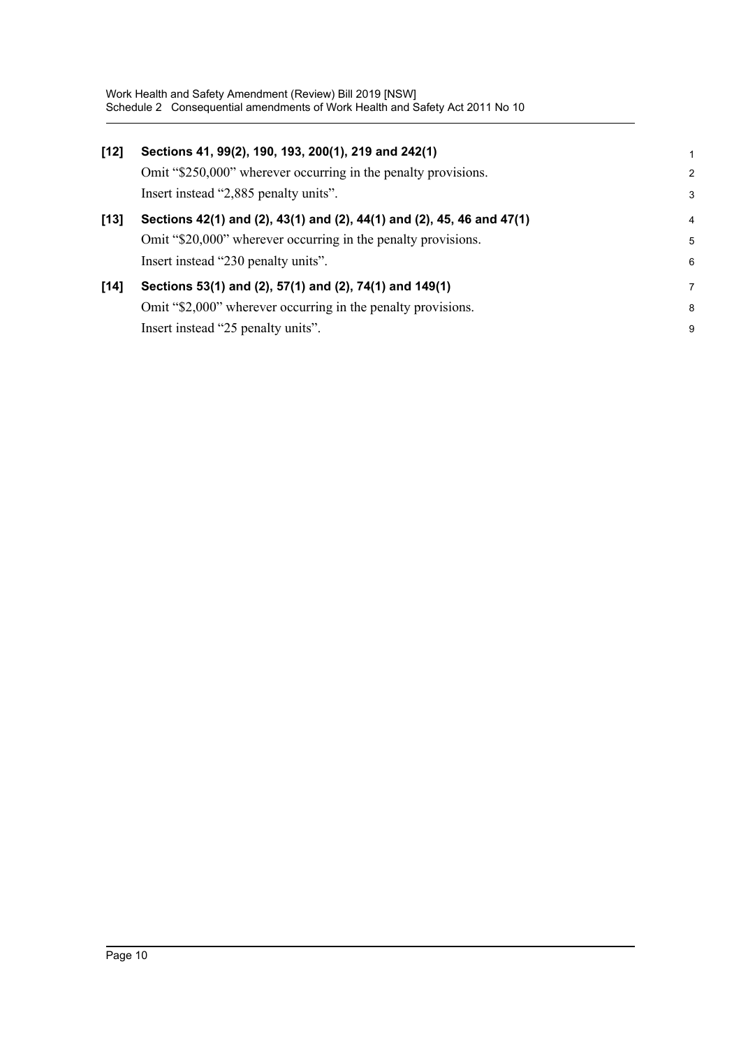**[12] Sections 41, 99(2), 190, 193, 200(1), 219 and 242(1)**

Omit "$250,000" wherever occurring in the penalty provisions.

Insert instead "2,885 penalty units".

**[13] Sections 42(1) and (2), 43(1) and (2), 44(1) and (2), 45, 46 and 47(1)**

Omit "$20,000" wherever occurring in the penalty provisions.

Insert instead "230 penalty units".

**[14] Sections 53(1) and (2), 57(1) and (2), 74(1) and 149(1)**

Omit "$2,000" wherever occurring in the penalty provisions.

Insert instead "25 penalty units".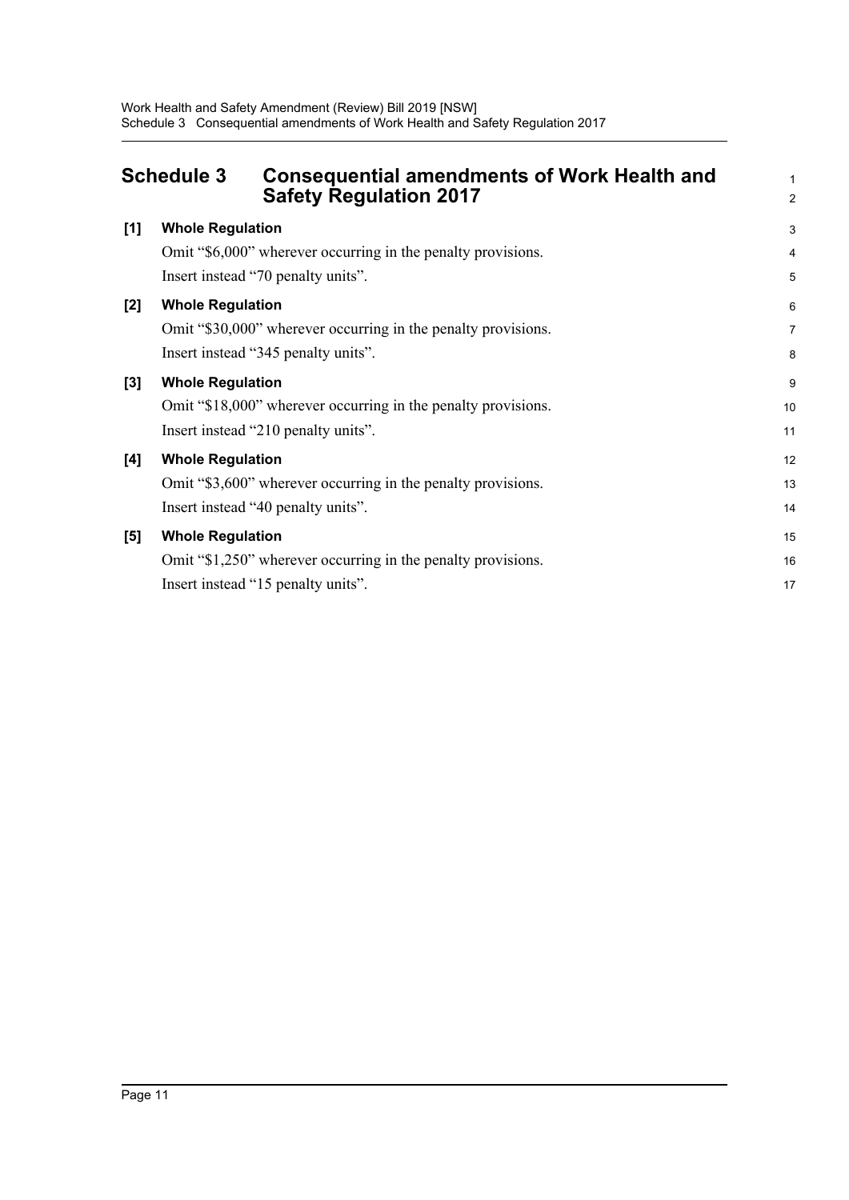## Schedule 3 Consequential amendments of Work Health and Safety Regulation 2017

**[1] Whole Regulation**

Omit "$6,000" wherever occurring in the penalty provisions.

Insert instead "70 penalty units".

**[2] Whole Regulation**

Omit "$30,000" wherever occurring in the penalty provisions.

Insert instead "345 penalty units".

**[3] Whole Regulation**

Omit "$18,000" wherever occurring in the penalty provisions.

Insert instead "210 penalty units".

**[4] Whole Regulation**

Omit "$3,600" wherever occurring in the penalty provisions.

Insert instead "40 penalty units".

**[5] Whole Regulation**

Omit "$1,250" wherever occurring in the penalty provisions.

Insert instead "15 penalty units".